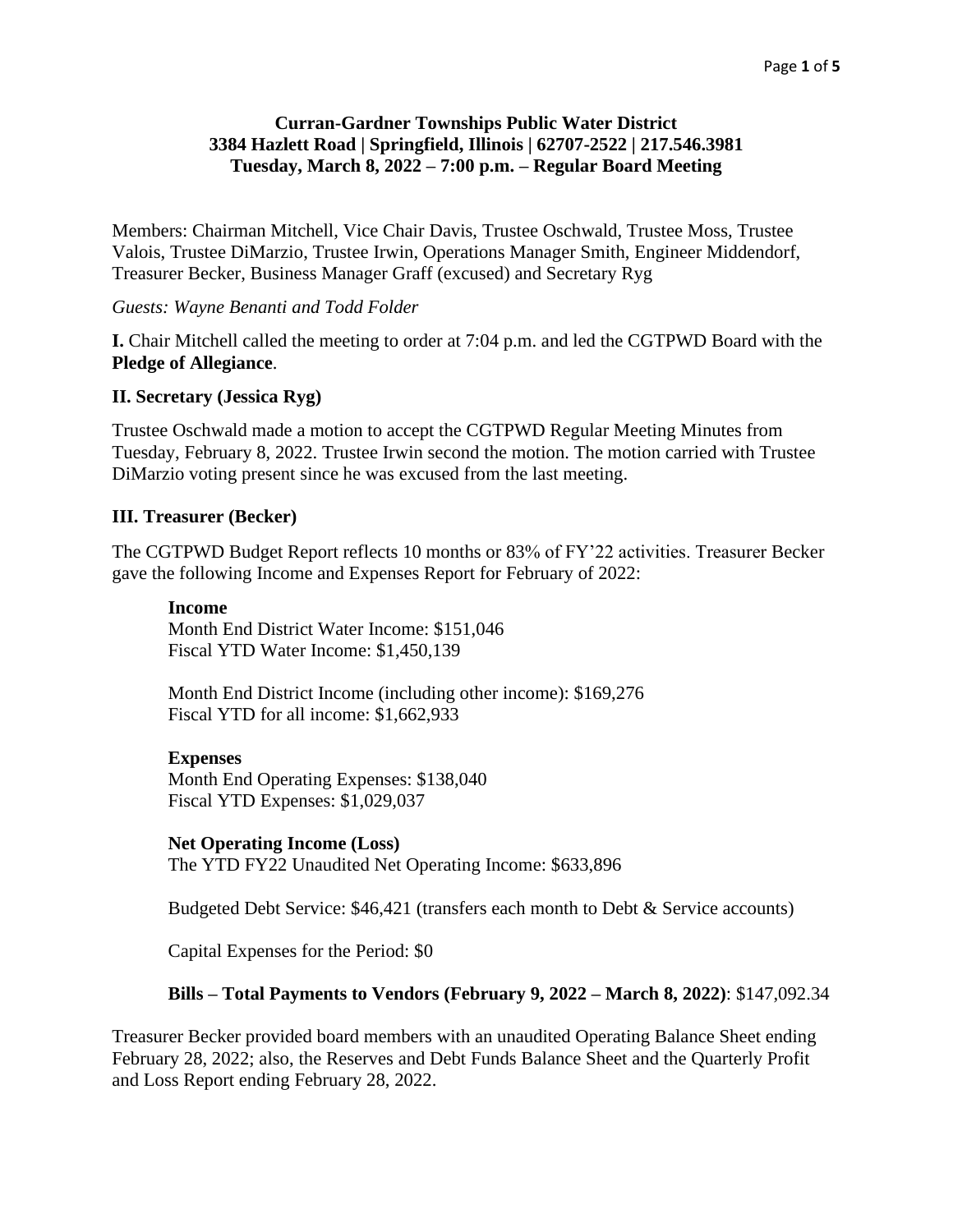**Curran-Gardner Townships Public Water District**
**3384 Hazlett Road | Springfield, Illinois | 62707-2522 | 217.546.3981**
**Tuesday, March 8, 2022 – 7:00 p.m. – Regular Board Meeting**

Members: Chairman Mitchell, Vice Chair Davis, Trustee Oschwald, Trustee Moss, Trustee Valois, Trustee DiMarzio, Trustee Irwin, Operations Manager Smith, Engineer Middendorf, Treasurer Becker, Business Manager Graff (excused) and Secretary Ryg

*Guests: Wayne Benanti and Todd Folder*

**I.** Chair Mitchell called the meeting to order at 7:04 p.m. and led the CGTPWD Board with the **Pledge of Allegiance**.

**II. Secretary (Jessica Ryg)**

Trustee Oschwald made a motion to accept the CGTPWD Regular Meeting Minutes from Tuesday, February 8, 2022. Trustee Irwin second the motion. The motion carried with Trustee DiMarzio voting present since he was excused from the last meeting.

**III. Treasurer (Becker)**

The CGTPWD Budget Report reflects 10 months or 83% of FY'22 activities. Treasurer Becker gave the following Income and Expenses Report for February of 2022:

**Income**
Month End District Water Income: $151,046
Fiscal YTD Water Income: $1,450,139

Month End District Income (including other income): $169,276
Fiscal YTD for all income: $1,662,933

**Expenses**
Month End Operating Expenses: $138,040
Fiscal YTD Expenses: $1,029,037

**Net Operating Income (Loss)**
The YTD FY22 Unaudited Net Operating Income: $633,896

Budgeted Debt Service: $46,421 (transfers each month to Debt & Service accounts)

Capital Expenses for the Period: $0

**Bills – Total Payments to Vendors (February 9, 2022 – March 8, 2022)**: $147,092.34

Treasurer Becker provided board members with an unaudited Operating Balance Sheet ending February 28, 2022; also, the Reserves and Debt Funds Balance Sheet and the Quarterly Profit and Loss Report ending February 28, 2022.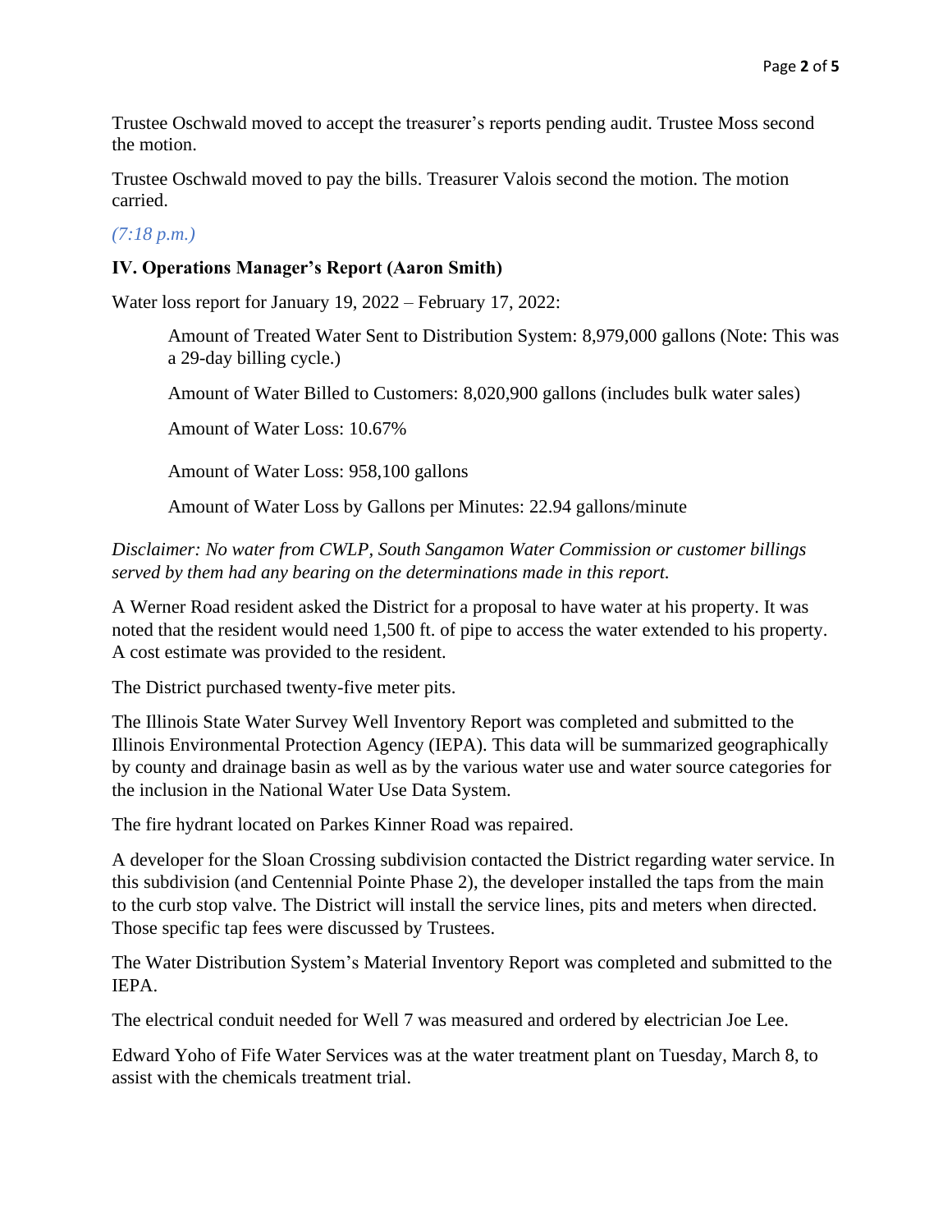Trustee Oschwald moved to accept the treasurer's reports pending audit. Trustee Moss second the motion.

Trustee Oschwald moved to pay the bills. Treasurer Valois second the motion. The motion carried.

*(7:18 p.m.)*

### IV. Operations Manager's Report (Aaron Smith)

Water loss report for January 19, 2022 – February 17, 2022:

> Amount of Treated Water Sent to Distribution System: 8,979,000 gallons (Note: This was a 29-day billing cycle.)
>
> Amount of Water Billed to Customers: 8,020,900 gallons (includes bulk water sales)
>
> Amount of Water Loss: 10.67%
>
> Amount of Water Loss: 958,100 gallons
>
> Amount of Water Loss by Gallons per Minutes: 22.94 gallons/minute

*Disclaimer: No water from CWLP, South Sangamon Water Commission or customer billings served by them had any bearing on the determinations made in this report.*

A Werner Road resident asked the District for a proposal to have water at his property. It was noted that the resident would need 1,500 ft. of pipe to access the water extended to his property. A cost estimate was provided to the resident.

The District purchased twenty-five meter pits.

The Illinois State Water Survey Well Inventory Report was completed and submitted to the Illinois Environmental Protection Agency (IEPA). This data will be summarized geographically by county and drainage basin as well as by the various water use and water source categories for the inclusion in the National Water Use Data System.

The fire hydrant located on Parkes Kinner Road was repaired.

A developer for the Sloan Crossing subdivision contacted the District regarding water service. In this subdivision (and Centennial Pointe Phase 2), the developer installed the taps from the main to the curb stop valve. The District will install the service lines, pits and meters when directed. Those specific tap fees were discussed by Trustees.

The Water Distribution System's Material Inventory Report was completed and submitted to the IEPA.

The electrical conduit needed for Well 7 was measured and ordered by electrician Joe Lee.

Edward Yoho of Fife Water Services was at the water treatment plant on Tuesday, March 8, to assist with the chemicals treatment trial.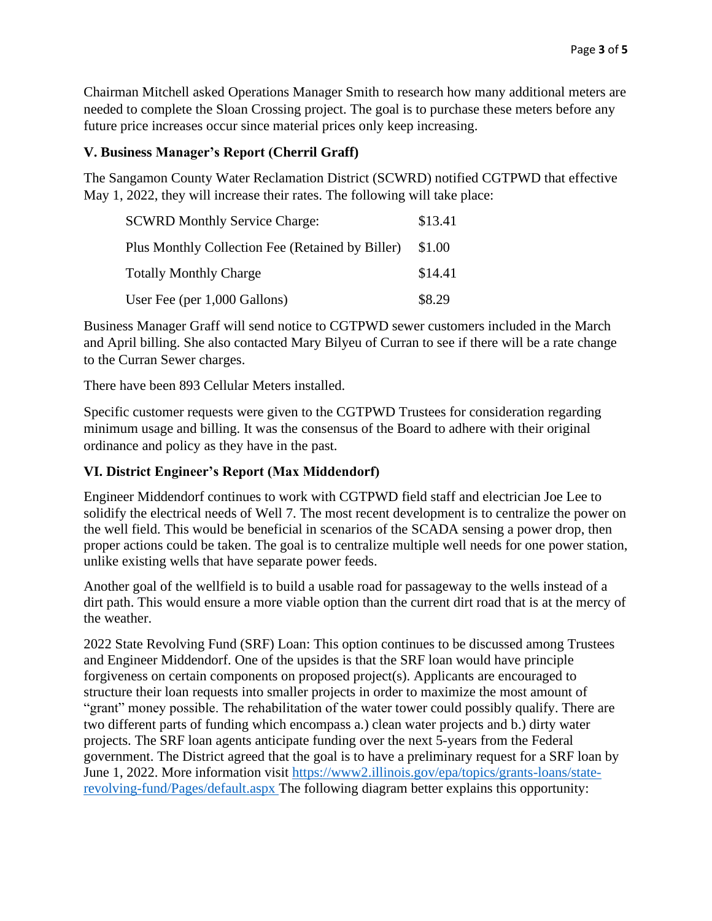Chairman Mitchell asked Operations Manager Smith to research how many additional meters are needed to complete the Sloan Crossing project. The goal is to purchase these meters before any future price increases occur since material prices only keep increasing.

### V. Business Manager's Report (Cherril Graff)

The Sangamon County Water Reclamation District (SCWRD) notified CGTPWD that effective May 1, 2022, they will increase their rates. The following will take place:

| | |
|---|---|
| SCWRD Monthly Service Charge: | $13.41 |
| Plus Monthly Collection Fee (Retained by Biller) | $1.00 |
| Totally Monthly Charge | $14.41 |
| User Fee (per 1,000 Gallons) | $8.29 |

Business Manager Graff will send notice to CGTPWD sewer customers included in the March and April billing. She also contacted Mary Bilyeu of Curran to see if there will be a rate change to the Curran Sewer charges.

There have been 893 Cellular Meters installed.

Specific customer requests were given to the CGTPWD Trustees for consideration regarding minimum usage and billing. It was the consensus of the Board to adhere with their original ordinance and policy as they have in the past.

### VI. District Engineer's Report (Max Middendorf)

Engineer Middendorf continues to work with CGTPWD field staff and electrician Joe Lee to solidify the electrical needs of Well 7. The most recent development is to centralize the power on the well field. This would be beneficial in scenarios of the SCADA sensing a power drop, then proper actions could be taken. The goal is to centralize multiple well needs for one power station, unlike existing wells that have separate power feeds.

Another goal of the wellfield is to build a usable road for passageway to the wells instead of a dirt path. This would ensure a more viable option than the current dirt road that is at the mercy of the weather.

2022 State Revolving Fund (SRF) Loan: This option continues to be discussed among Trustees and Engineer Middendorf. One of the upsides is that the SRF loan would have principle forgiveness on certain components on proposed project(s). Applicants are encouraged to structure their loan requests into smaller projects in order to maximize the most amount of "grant" money possible. The rehabilitation of the water tower could possibly qualify. There are two different parts of funding which encompass a.) clean water projects and b.) dirty water projects. The SRF loan agents anticipate funding over the next 5-years from the Federal government. The District agreed that the goal is to have a preliminary request for a SRF loan by June 1, 2022. More information visit [https://www2.illinois.gov/epa/topics/grants-loans/state-revolving-fund/Pages/default.aspx](https://www2.illinois.gov/epa/topics/grants-loans/state-revolving-fund/Pages/default.aspx) The following diagram better explains this opportunity: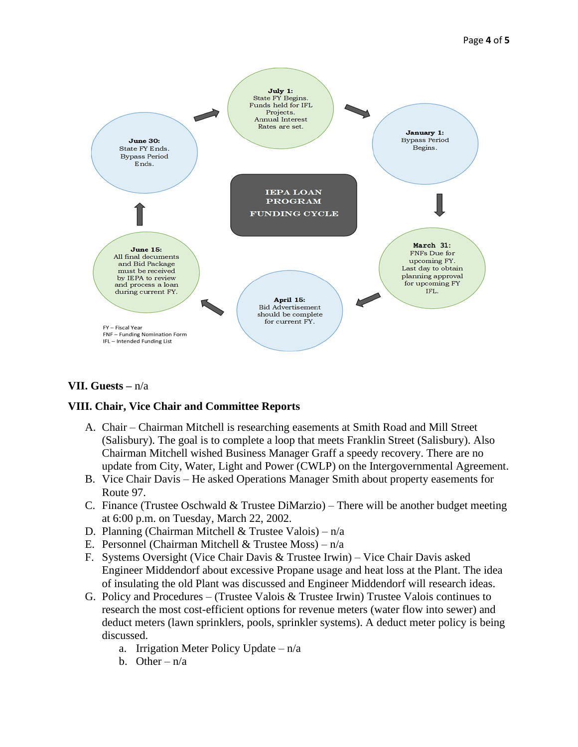**IEPA LOAN PROGRAM FUNDING CYCLE**

**July 1:** State FY Begins. Funds held for IFL Projects. Annual Interest Rates are set.

**January 1:** Bypass Period Begins.

**March 31:** FNFs Due for upcoming FY. Last day to obtain planning approval for upcoming FY IFL.

**April 15:** Bid Advertisement should be complete for current FY.

**June 15:** All final documents and Bid Package must be received by IEPA to review and process a loan during current FY.

**June 30:** State FY Ends. Bypass Period Ends.

FY – Fiscal Year
FNF – Funding Nomination Form
IFL – Intended Funding List

**VII. Guests** – n/a

**VIII. Chair, Vice Chair and Committee Reports**

A. Chair – Chairman Mitchell is researching easements at Smith Road and Mill Street (Salisbury). The goal is to complete a loop that meets Franklin Street (Salisbury). Also Chairman Mitchell wished Business Manager Graff a speedy recovery. There are no update from City, Water, Light and Power (CWLP) on the Intergovernmental Agreement.
B. Vice Chair Davis – He asked Operations Manager Smith about property easements for Route 97.
C. Finance (Trustee Oschwald & Trustee DiMarzio) – There will be another budget meeting at 6:00 p.m. on Tuesday, March 22, 2002.
D. Planning (Chairman Mitchell & Trustee Valois) – n/a
E. Personnel (Chairman Mitchell & Trustee Moss) – n/a
F. Systems Oversight (Vice Chair Davis & Trustee Irwin) – Vice Chair Davis asked Engineer Middendorf about excessive Propane usage and heat loss at the Plant. The idea of insulating the old Plant was discussed and Engineer Middendorf will research ideas.
G. Policy and Procedures – (Trustee Valois & Trustee Irwin) Trustee Valois continues to research the most cost-efficient options for revenue meters (water flow into sewer) and deduct meters (lawn sprinklers, pools, sprinkler systems). A deduct meter policy is being discussed.
   a. Irrigation Meter Policy Update – n/a
   b. Other – n/a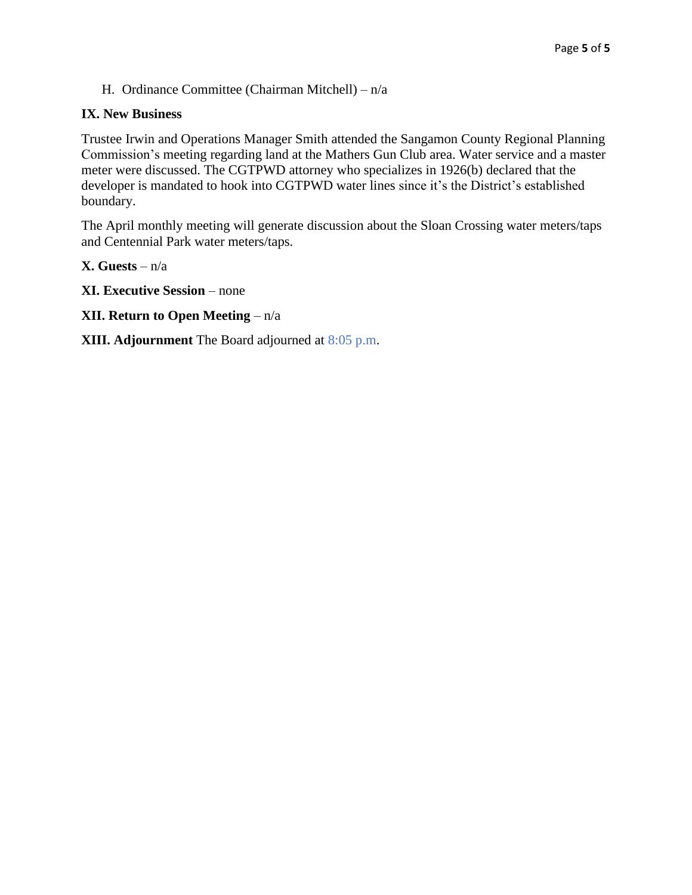H. Ordinance Committee (Chairman Mitchell) – n/a

**IX. New Business**

Trustee Irwin and Operations Manager Smith attended the Sangamon County Regional Planning Commission's meeting regarding land at the Mathers Gun Club area. Water service and a master meter were discussed. The CGTPWD attorney who specializes in 1926(b) declared that the developer is mandated to hook into CGTPWD water lines since it's the District's established boundary.

The April monthly meeting will generate discussion about the Sloan Crossing water meters/taps and Centennial Park water meters/taps.

**X. Guests** – n/a

**XI. Executive Session** – none

**XII. Return to Open Meeting** – n/a

**XIII. Adjournment** The Board adjourned at 8:05 p.m.